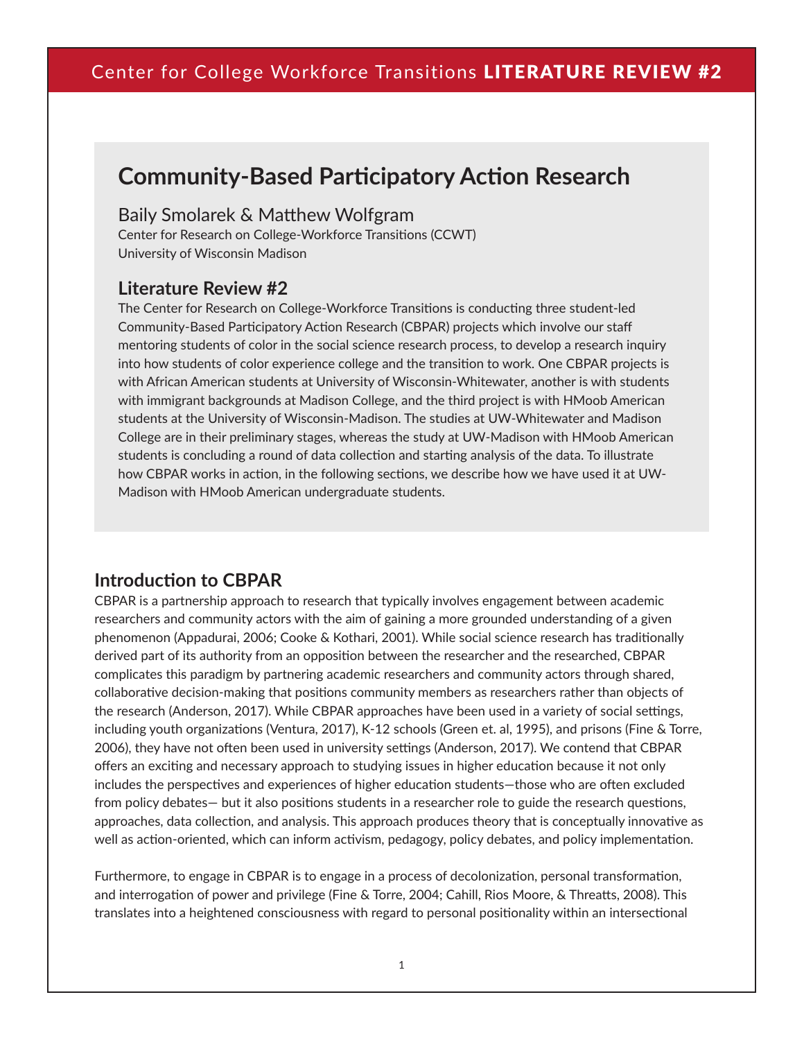# Community-Based Participatory Action Research

Baily Smolarek & Matthew Wolfgram

Center for Research on College-Workforce Transitions (CCWT)

University of Wisconsin Madison

## Literature Review #2

The Center for Research on College-Workforce Transitions is conducting three student-led Community-Based Participatory Action Research (CBPAR) projects which involve our staff mentoring students of color in the social science research process, to develop a research inquiry into how students of color experience college and the transition to work. One CBPAR projects is with African American students at University of Wisconsin-Whitewater, another is with students with immigrant backgrounds at Madison College, and the third project is with HMoob American students at the University of Wisconsin-Madison. The studies at UW-Whitewater and Madison College are in their preliminary stages, whereas the study at UW-Madison with HMoob American students is concluding a round of data collection and starting analysis of the data. To illustrate how CBPAR works in action, in the following sections, we describe how we have used it at UW-Madison with HMoob American undergraduate students.

## Introduction to CBPAR

CBPAR is a partnership approach to research that typically involves engagement between academic researchers and community actors with the aim of gaining a more grounded understanding of a given phenomenon (Appadurai, 2006; Cooke & Kothari, 2001). While social science research has traditionally derived part of its authority from an opposition between the researcher and the researched, CBPAR complicates this paradigm by partnering academic researchers and community actors through shared, collaborative decision-making that positions community members as researchers rather than objects of the research (Anderson, 2017). While CBPAR approaches have been used in a variety of social settings, including youth organizations (Ventura, 2017), K-12 schools (Green et. al, 1995), and prisons (Fine & Torre, 2006), they have not often been used in university settings (Anderson, 2017). We contend that CBPAR offers an exciting and necessary approach to studying issues in higher education because it not only includes the perspectives and experiences of higher education students—those who are often excluded from policy debates— but it also positions students in a researcher role to guide the research questions, approaches, data collection, and analysis. This approach produces theory that is conceptually innovative as well as action-oriented, which can inform activism, pedagogy, policy debates, and policy implementation.

Furthermore, to engage in CBPAR is to engage in a process of decolonization, personal transformation, and interrogation of power and privilege (Fine & Torre, 2004; Cahill, Rios Moore, & Threatts, 2008). This translates into a heightened consciousness with regard to personal positionality within an intersectional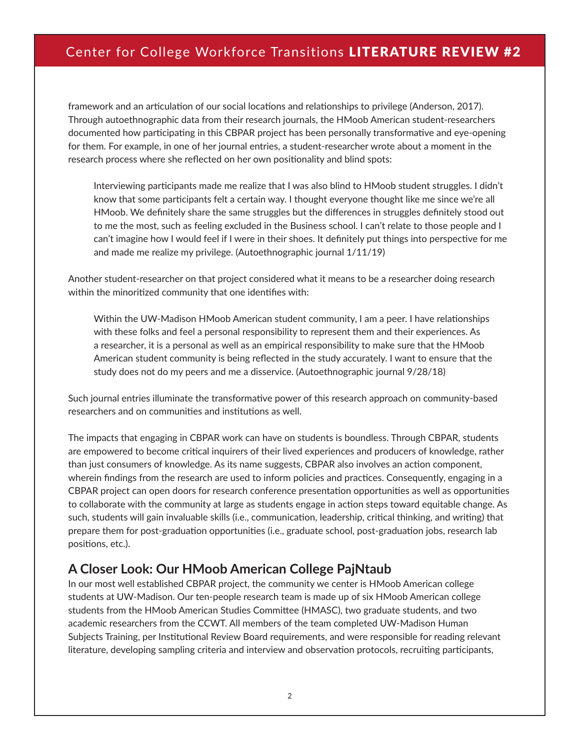framework and an articulation of our social locations and relationships to privilege (Anderson, 2017). Through autoethnographic data from their research journals, the HMoob American student-researchers documented how participating in this CBPAR project has been personally transformative and eye-opening for them. For example, in one of her journal entries, a student-researcher wrote about a moment in the research process where she reflected on her own positionality and blind spots:

> Interviewing participants made me realize that I was also blind to HMoob student struggles. I didn't know that some participants felt a certain way. I thought everyone thought like me since we're all HMoob. We definitely share the same struggles but the differences in struggles definitely stood out to me the most, such as feeling excluded in the Business school. I can't relate to those people and I can't imagine how I would feel if I were in their shoes. It definitely put things into perspective for me and made me realize my privilege. (Autoethnographic journal 1/11/19)

Another student-researcher on that project considered what it means to be a researcher doing research within the minoritized community that one identifies with:

> Within the UW-Madison HMoob American student community, I am a peer. I have relationships with these folks and feel a personal responsibility to represent them and their experiences. As a researcher, it is a personal as well as an empirical responsibility to make sure that the HMoob American student community is being reflected in the study accurately. I want to ensure that the study does not do my peers and me a disservice. (Autoethnographic journal 9/28/18)

Such journal entries illuminate the transformative power of this research approach on community-based researchers and on communities and institutions as well.

The impacts that engaging in CBPAR work can have on students is boundless. Through CBPAR, students are empowered to become critical inquirers of their lived experiences and producers of knowledge, rather than just consumers of knowledge. As its name suggests, CBPAR also involves an action component, wherein findings from the research are used to inform policies and practices. Consequently, engaging in a CBPAR project can open doors for research conference presentation opportunities as well as opportunities to collaborate with the community at large as students engage in action steps toward equitable change. As such, students will gain invaluable skills (i.e., communication, leadership, critical thinking, and writing) that prepare them for post-graduation opportunities (i.e., graduate school, post-graduation jobs, research lab positions, etc.).

## A Closer Look: Our HMoob American College PajNtaub

In our most well established CBPAR project, the community we center is HMoob American college students at UW-Madison. Our ten-people research team is made up of six HMoob American college students from the HMoob American Studies Committee (HMASC), two graduate students, and two academic researchers from the CCWT. All members of the team completed UW-Madison Human Subjects Training, per Institutional Review Board requirements, and were responsible for reading relevant literature, developing sampling criteria and interview and observation protocols, recruiting participants,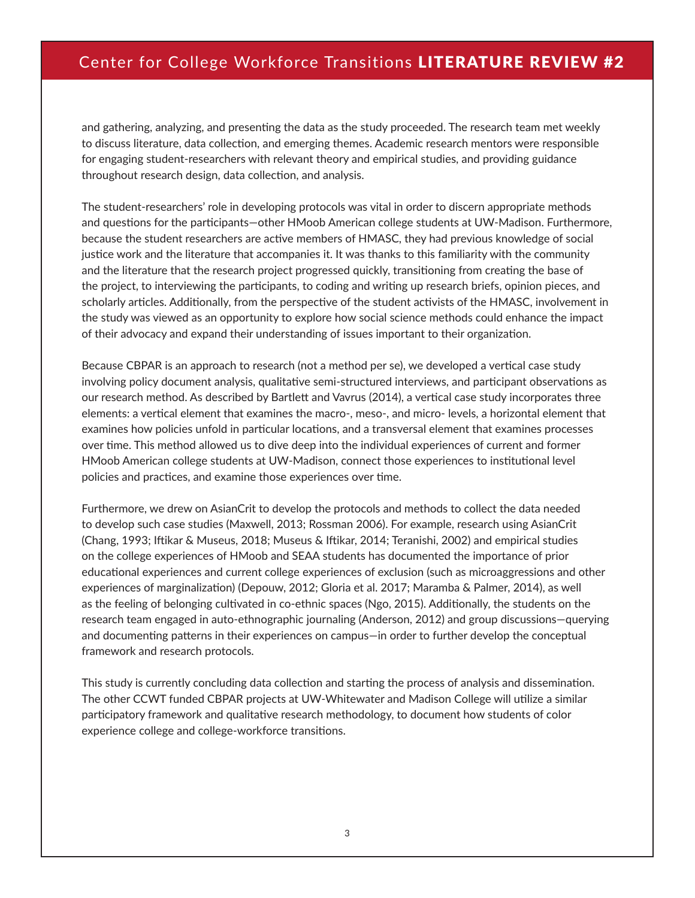and gathering, analyzing, and presenting the data as the study proceeded. The research team met weekly to discuss literature, data collection, and emerging themes. Academic research mentors were responsible for engaging student-researchers with relevant theory and empirical studies, and providing guidance throughout research design, data collection, and analysis.

The student-researchers' role in developing protocols was vital in order to discern appropriate methods and questions for the participants—other HMoob American college students at UW-Madison. Furthermore, because the student researchers are active members of HMASC, they had previous knowledge of social justice work and the literature that accompanies it. It was thanks to this familiarity with the community and the literature that the research project progressed quickly, transitioning from creating the base of the project, to interviewing the participants, to coding and writing up research briefs, opinion pieces, and scholarly articles. Additionally, from the perspective of the student activists of the HMASC, involvement in the study was viewed as an opportunity to explore how social science methods could enhance the impact of their advocacy and expand their understanding of issues important to their organization.

Because CBPAR is an approach to research (not a method per se), we developed a vertical case study involving policy document analysis, qualitative semi-structured interviews, and participant observations as our research method. As described by Bartlett and Vavrus (2014), a vertical case study incorporates three elements: a vertical element that examines the macro-, meso-, and micro- levels, a horizontal element that examines how policies unfold in particular locations, and a transversal element that examines processes over time. This method allowed us to dive deep into the individual experiences of current and former HMoob American college students at UW-Madison, connect those experiences to institutional level policies and practices, and examine those experiences over time.

Furthermore, we drew on AsianCrit to develop the protocols and methods to collect the data needed to develop such case studies (Maxwell, 2013; Rossman 2006). For example, research using AsianCrit (Chang, 1993; Iftikar & Museus, 2018; Museus & Iftikar, 2014; Teranishi, 2002) and empirical studies on the college experiences of HMoob and SEAA students has documented the importance of prior educational experiences and current college experiences of exclusion (such as microaggressions and other experiences of marginalization) (Depouw, 2012; Gloria et al. 2017; Maramba & Palmer, 2014), as well as the feeling of belonging cultivated in co-ethnic spaces (Ngo, 2015). Additionally, the students on the research team engaged in auto-ethnographic journaling (Anderson, 2012) and group discussions—querying and documenting patterns in their experiences on campus—in order to further develop the conceptual framework and research protocols.

This study is currently concluding data collection and starting the process of analysis and dissemination. The other CCWT funded CBPAR projects at UW-Whitewater and Madison College will utilize a similar participatory framework and qualitative research methodology, to document how students of color experience college and college-workforce transitions.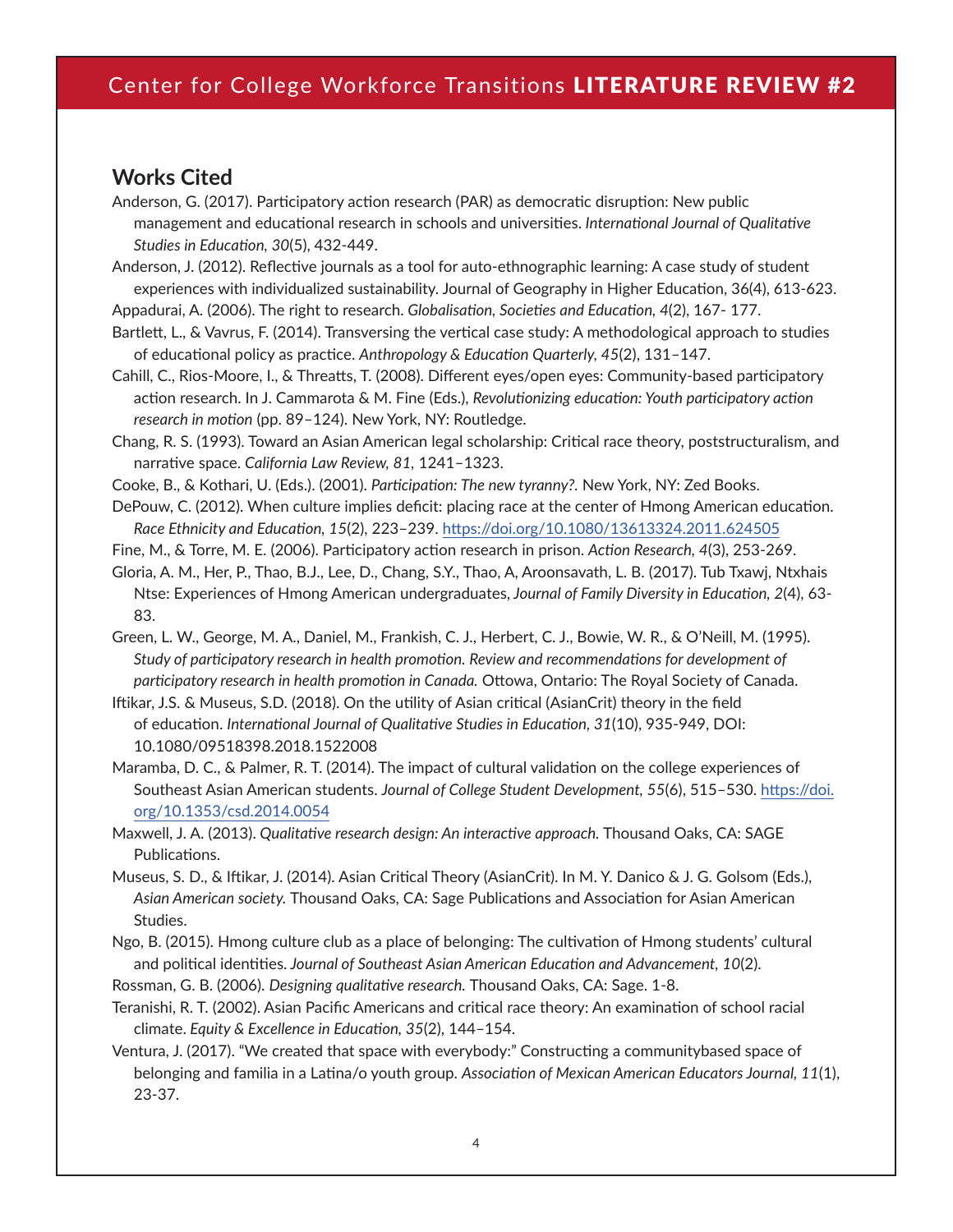## Works Cited

Anderson, G. (2017). Participatory action research (PAR) as democratic disruption: New public management and educational research in schools and universities. *International Journal of Qualitative Studies in Education, 30*(5), 432-449.

Anderson, J. (2012). Reflective journals as a tool for auto-ethnographic learning: A case study of student experiences with individualized sustainability. Journal of Geography in Higher Education, 36(4), 613-623.

Appadurai, A. (2006). The right to research. *Globalisation, Societies and Education, 4*(2), 167- 177.

Bartlett, L., & Vavrus, F. (2014). Transversing the vertical case study: A methodological approach to studies of educational policy as practice. *Anthropology & Education Quarterly, 45*(2), 131–147.

Cahill, C., Rios-Moore, I., & Threatts, T. (2008). Different eyes/open eyes: Community-based participatory action research. In J. Cammarota & M. Fine (Eds.), *Revolutionizing education: Youth participatory action research in motion* (pp. 89–124). New York, NY: Routledge.

Chang, R. S. (1993). Toward an Asian American legal scholarship: Critical race theory, poststructuralism, and narrative space. *California Law Review, 81*, 1241–1323.

Cooke, B., & Kothari, U. (Eds.). (2001). *Participation: The new tyranny?.* New York, NY: Zed Books.

DePouw, C. (2012). When culture implies deficit: placing race at the center of Hmong American education. *Race Ethnicity and Education, 15*(2), 223–239. https://doi.org/10.1080/13613324.2011.624505

Fine, M., & Torre, M. E. (2006). Participatory action research in prison. *Action Research, 4*(3), 253-269.

Gloria, A. M., Her, P., Thao, B.J., Lee, D., Chang, S.Y., Thao, A, Aroonsavath, L. B. (2017). Tub Txawj, Ntxhais Ntse: Experiences of Hmong American undergraduates, *Journal of Family Diversity in Education, 2*(4), 63-83.

Green, L. W., George, M. A., Daniel, M., Frankish, C. J., Herbert, C. J., Bowie, W. R., & O'Neill, M. (1995). *Study of participatory research in health promotion. Review and recommendations for development of participatory research in health promotion in Canada.* Ottowa, Ontario: The Royal Society of Canada.

Iftikar, J.S. & Museus, S.D. (2018). On the utility of Asian critical (AsianCrit) theory in the field of education. *International Journal of Qualitative Studies in Education, 31*(10), 935-949, DOI: 10.1080/09518398.2018.1522008

Maramba, D. C., & Palmer, R. T. (2014). The impact of cultural validation on the college experiences of Southeast Asian American students. *Journal of College Student Development, 55*(6), 515–530. https://doi.org/10.1353/csd.2014.0054

Maxwell, J. A. (2013). *Qualitative research design: An interactive approach.* Thousand Oaks, CA: SAGE Publications.

Museus, S. D., & Iftikar, J. (2014). Asian Critical Theory (AsianCrit). In M. Y. Danico & J. G. Golsom (Eds.), *Asian American society.* Thousand Oaks, CA: Sage Publications and Association for Asian American Studies.

Ngo, B. (2015). Hmong culture club as a place of belonging: The cultivation of Hmong students' cultural and political identities. *Journal of Southeast Asian American Education and Advancement, 10*(2).

Rossman, G. B. (2006). *Designing qualitative research.* Thousand Oaks, CA: Sage. 1-8.

Teranishi, R. T. (2002). Asian Pacific Americans and critical race theory: An examination of school racial climate. *Equity & Excellence in Education, 35*(2), 144–154.

Ventura, J. (2017). "We created that space with everybody:" Constructing a communitybased space of belonging and familia in a Latina/o youth group. *Association of Mexican American Educators Journal, 11*(1), 23-37.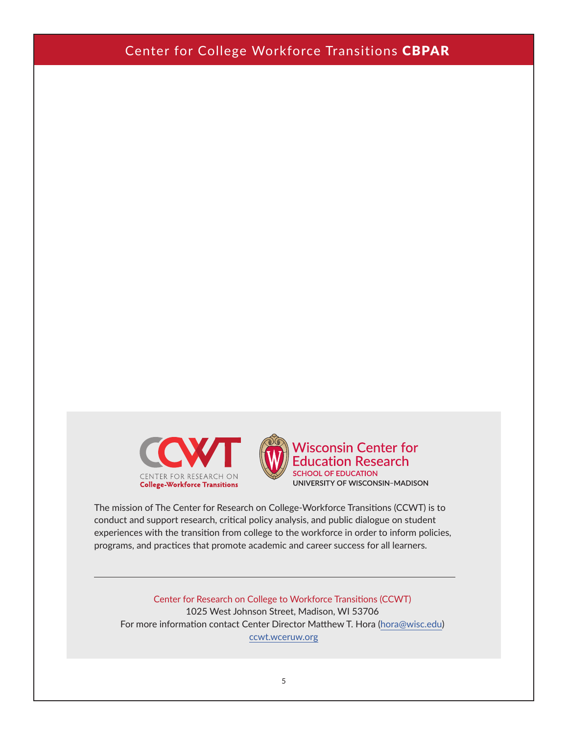CENTER FOR RESEARCH ON
College-Workforce Transitions

Wisconsin Center for Education Research
SCHOOL OF EDUCATION
UNIVERSITY OF WISCONSIN–MADISON

The mission of The Center for Research on College-Workforce Transitions (CCWT) is to conduct and support research, critical policy analysis, and public dialogue on student experiences with the transition from college to the workforce in order to inform policies, programs, and practices that promote academic and career success for all learners.

---

Center for Research on College to Workforce Transitions (CCWT)
1025 West Johnson Street, Madison, WI 53706
For more information contact Center Director Matthew T. Hora (hora@wisc.edu)
ccwt.wceruw.org